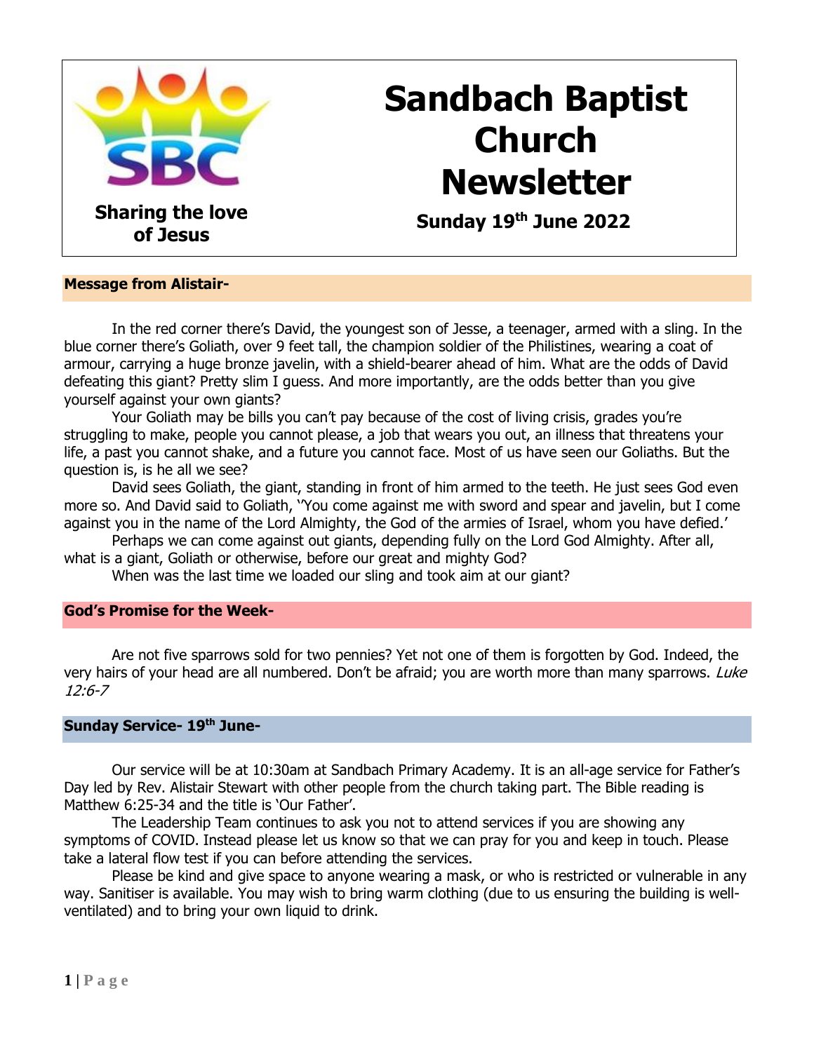**Sharing the love of Jesus**

# Sandbach Baptist Church Newsletter

**Sunday 19th June 2022**

## Message from Alistair-

In the red corner there's David, the youngest son of Jesse, a teenager, armed with a sling. In the blue corner there's Goliath, over 9 feet tall, the champion soldier of the Philistines, wearing a coat of armour, carrying a huge bronze javelin, with a shield-bearer ahead of him. What are the odds of David defeating this giant? Pretty slim I guess. And more importantly, are the odds better than you give yourself against your own giants?

Your Goliath may be bills you can't pay because of the cost of living crisis, grades you're struggling to make, people you cannot please, a job that wears you out, an illness that threatens your life, a past you cannot shake, and a future you cannot face. Most of us have seen our Goliaths. But the question is, is he all we see?

David sees Goliath, the giant, standing in front of him armed to the teeth. He just sees God even more so. And David said to Goliath, ''You come against me with sword and spear and javelin, but I come against you in the name of the Lord Almighty, the God of the armies of Israel, whom you have defied.'

Perhaps we can come against out giants, depending fully on the Lord God Almighty. After all, what is a giant, Goliath or otherwise, before our great and mighty God?

When was the last time we loaded our sling and took aim at our giant?

## God's Promise for the Week-

Are not five sparrows sold for two pennies? Yet not one of them is forgotten by God. Indeed, the very hairs of your head are all numbered. Don't be afraid; you are worth more than many sparrows. *Luke 12:6-7*

## Sunday Service- 19th June-

Our service will be at 10:30am at Sandbach Primary Academy. It is an all-age service for Father's Day led by Rev. Alistair Stewart with other people from the church taking part. The Bible reading is Matthew 6:25-34 and the title is 'Our Father'.

The Leadership Team continues to ask you not to attend services if you are showing any symptoms of COVID. Instead please let us know so that we can pray for you and keep in touch. Please take a lateral flow test if you can before attending the services.

Please be kind and give space to anyone wearing a mask, or who is restricted or vulnerable in any way. Sanitiser is available. You may wish to bring warm clothing (due to us ensuring the building is well-ventilated) and to bring your own liquid to drink.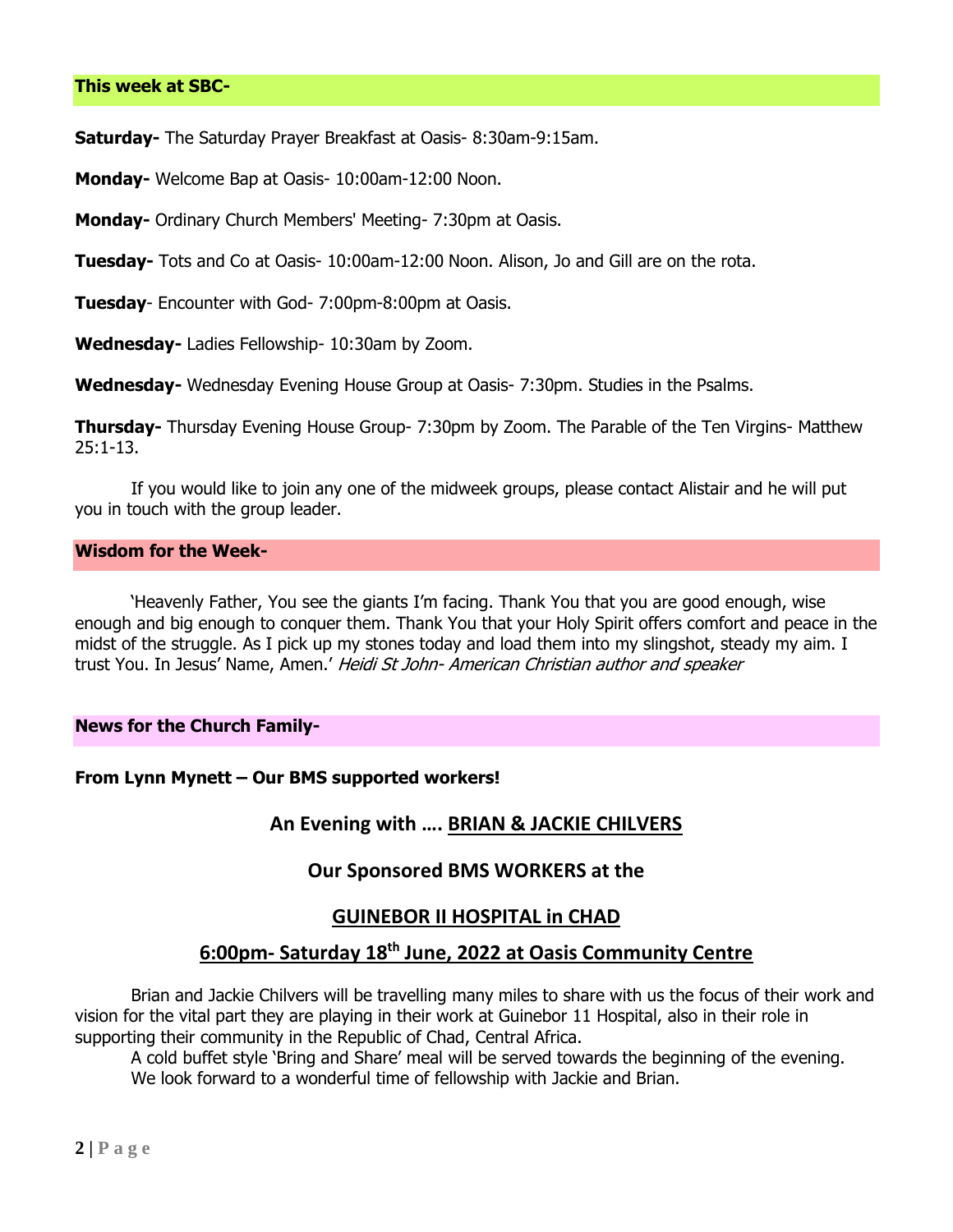## This week at SBC-

**Saturday-** The Saturday Prayer Breakfast at Oasis- 8:30am-9:15am.

**Monday-** Welcome Bap at Oasis- 10:00am-12:00 Noon.

**Monday-** Ordinary Church Members' Meeting- 7:30pm at Oasis.

**Tuesday-** Tots and Co at Oasis- 10:00am-12:00 Noon. Alison, Jo and Gill are on the rota.

**Tuesday**- Encounter with God- 7:00pm-8:00pm at Oasis.

**Wednesday-** Ladies Fellowship- 10:30am by Zoom.

**Wednesday-** Wednesday Evening House Group at Oasis- 7:30pm. Studies in the Psalms.

**Thursday-** Thursday Evening House Group- 7:30pm by Zoom. The Parable of the Ten Virgins- Matthew 25:1-13.

If you would like to join any one of the midweek groups, please contact Alistair and he will put you in touch with the group leader.

## Wisdom for the Week-

'Heavenly Father, You see the giants I'm facing. Thank You that you are good enough, wise enough and big enough to conquer them. Thank You that your Holy Spirit offers comfort and peace in the midst of the struggle. As I pick up my stones today and load them into my slingshot, steady my aim. I trust You. In Jesus' Name, Amen.' *Heidi St John- American Christian author and speaker*

## News for the Church Family-

**From Lynn Mynett – Our BMS supported workers!**

**An Evening with …. <u>BRIAN & JACKIE CHILVERS</u>**

**Our Sponsored BMS WORKERS at the**

**<u>GUINEBOR II HOSPITAL in CHAD</u>**

**<u>6:00pm- Saturday 18th June, 2022 at Oasis Community Centre</u>**

Brian and Jackie Chilvers will be travelling many miles to share with us the focus of their work and vision for the vital part they are playing in their work at Guinebor 11 Hospital, also in their role in supporting their community in the Republic of Chad, Central Africa.

A cold buffet style 'Bring and Share' meal will be served towards the beginning of the evening.

We look forward to a wonderful time of fellowship with Jackie and Brian.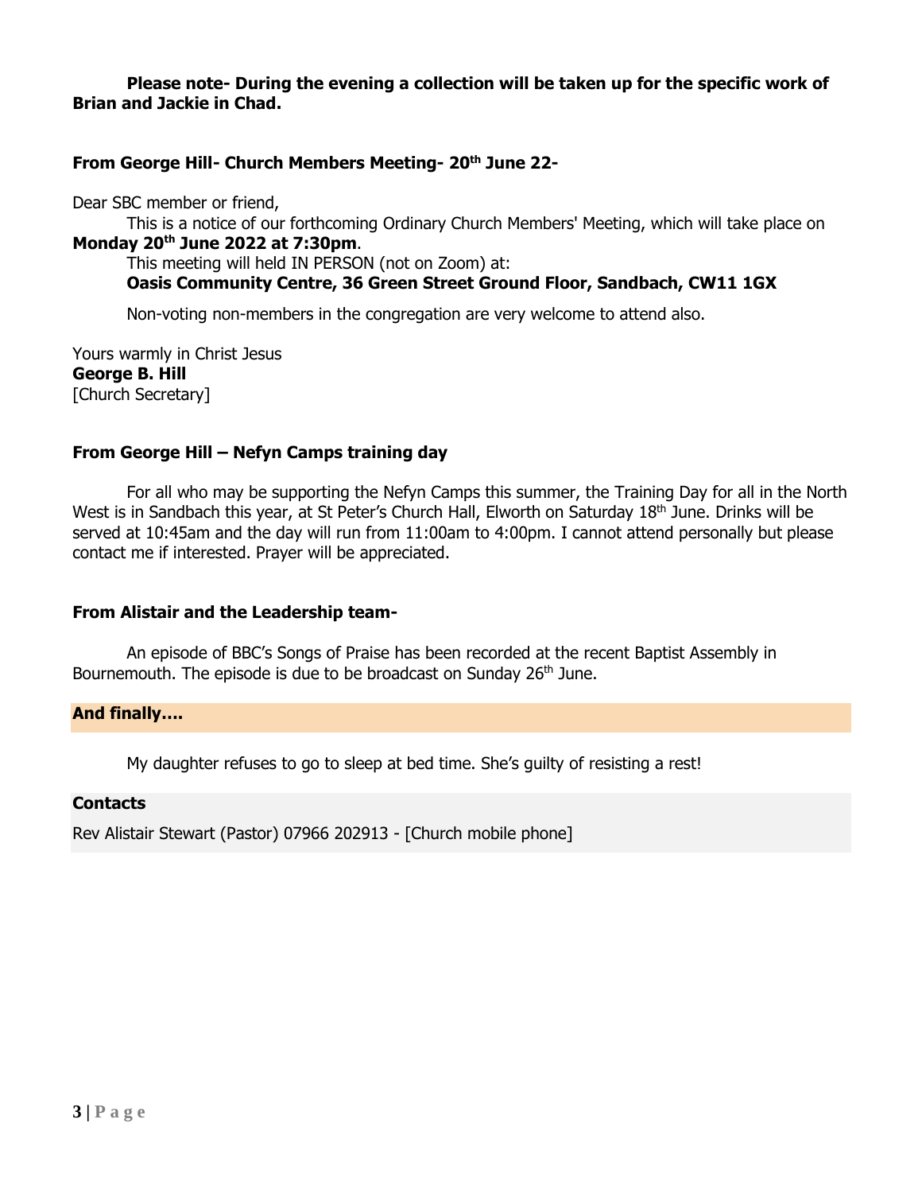**Please note- During the evening a collection will be taken up for the specific work of Brian and Jackie in Chad.**

**From George Hill- Church Members Meeting- 20th June 22-**

Dear SBC member or friend,

This is a notice of our forthcoming Ordinary Church Members' Meeting, which will take place on **Monday 20th June 2022 at 7:30pm**.

This meeting will held IN PERSON (not on Zoom) at:

**Oasis Community Centre, 36 Green Street Ground Floor, Sandbach, CW11 1GX**

Non-voting non-members in the congregation are very welcome to attend also.

Yours warmly in Christ Jesus
**George B. Hill**
[Church Secretary]

**From George Hill – Nefyn Camps training day**

For all who may be supporting the Nefyn Camps this summer, the Training Day for all in the North West is in Sandbach this year, at St Peter's Church Hall, Elworth on Saturday 18th June. Drinks will be served at 10:45am and the day will run from 11:00am to 4:00pm. I cannot attend personally but please contact me if interested. Prayer will be appreciated.

**From Alistair and the Leadership team-**

An episode of BBC's Songs of Praise has been recorded at the recent Baptist Assembly in Bournemouth. The episode is due to be broadcast on Sunday 26th June.

**And finally….**

My daughter refuses to go to sleep at bed time. She's guilty of resisting a rest!

**Contacts**

Rev Alistair Stewart (Pastor) 07966 202913 - [Church mobile phone]